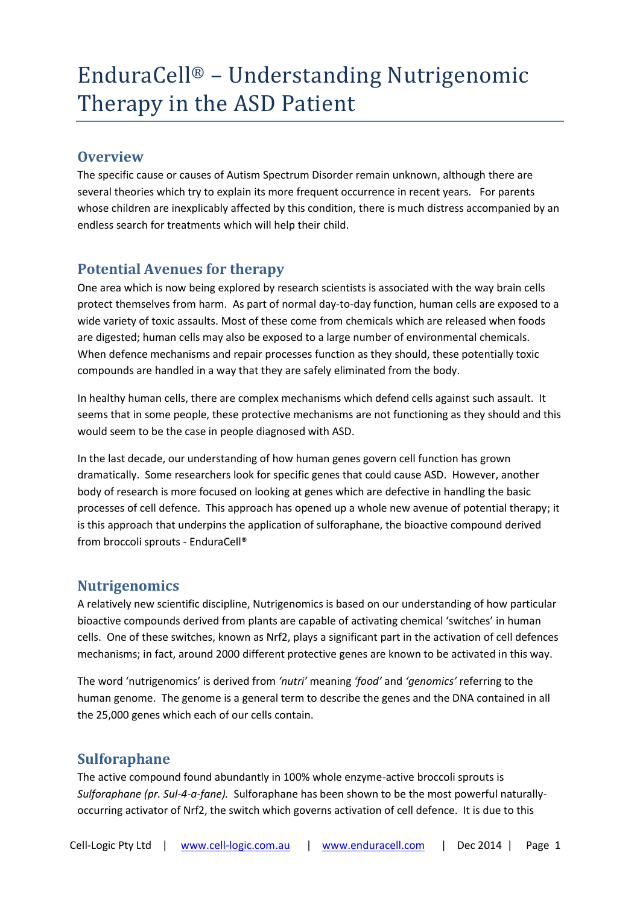# EnduraCell® – Understanding Nutrigenomic Therapy in the ASD Patient

## Overview

The specific cause or causes of Autism Spectrum Disorder remain unknown, although there are several theories which try to explain its more frequent occurrence in recent years. For parents whose children are inexplicably affected by this condition, there is much distress accompanied by an endless search for treatments which will help their child.

## Potential Avenues for therapy

One area which is now being explored by research scientists is associated with the way brain cells protect themselves from harm. As part of normal day-to-day function, human cells are exposed to a wide variety of toxic assaults. Most of these come from chemicals which are released when foods are digested; human cells may also be exposed to a large number of environmental chemicals. When defence mechanisms and repair processes function as they should, these potentially toxic compounds are handled in a way that they are safely eliminated from the body.

In healthy human cells, there are complex mechanisms which defend cells against such assault. It seems that in some people, these protective mechanisms are not functioning as they should and this would seem to be the case in people diagnosed with ASD.

In the last decade, our understanding of how human genes govern cell function has grown dramatically. Some researchers look for specific genes that could cause ASD. However, another body of research is more focused on looking at genes which are defective in handling the basic processes of cell defence. This approach has opened up a whole new avenue of potential therapy; it is this approach that underpins the application of sulforaphane, the bioactive compound derived from broccoli sprouts - EnduraCell®

## Nutrigenomics

A relatively new scientific discipline, Nutrigenomics is based on our understanding of how particular bioactive compounds derived from plants are capable of activating chemical 'switches' in human cells. One of these switches, known as Nrf2, plays a significant part in the activation of cell defences mechanisms; in fact, around 2000 different protective genes are known to be activated in this way.

The word 'nutrigenomics' is derived from *'nutri'* meaning *'food'* and *'genomics'* referring to the human genome. The genome is a general term to describe the genes and the DNA contained in all the 25,000 genes which each of our cells contain.

## Sulforaphane

The active compound found abundantly in 100% whole enzyme-active broccoli sprouts is *Sulforaphane (pr. Sul-4-a-fane).* Sulforaphane has been shown to be the most powerful naturally-occurring activator of Nrf2, the switch which governs activation of cell defence. It is due to this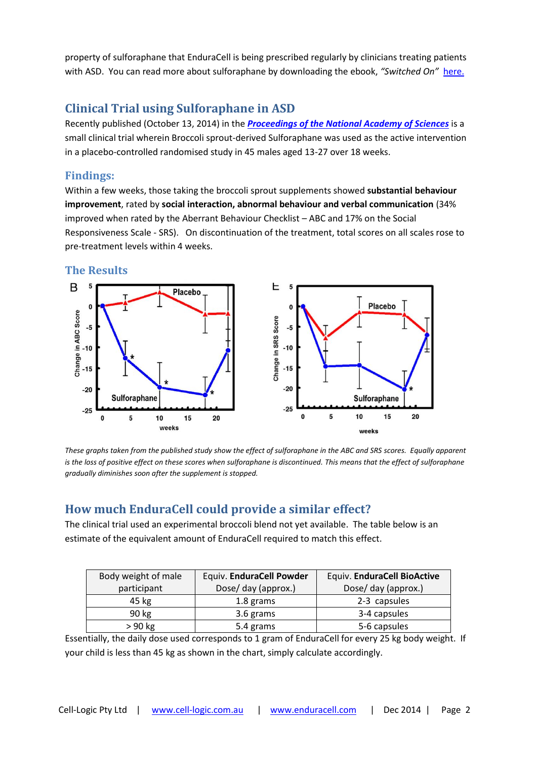property of sulforaphane that EnduraCell is being prescribed regularly by clinicians treating patients with ASD. You can read more about sulforaphane by downloading the ebook, *"Switched On"* here.

## Clinical Trial using Sulforaphane in ASD

Recently published (October 13, 2014) in the ***Proceedings of the National Academy of Sciences*** is a small clinical trial wherein Broccoli sprout-derived Sulforaphane was used as the active intervention in a placebo-controlled randomised study in 45 males aged 13-27 over 18 weeks.

### Findings:

Within a few weeks, those taking the broccoli sprout supplements showed **substantial behaviour improvement**, rated by **social interaction, abnormal behaviour and verbal communication** (34% improved when rated by the Aberrant Behaviour Checklist – ABC and 17% on the Social Responsiveness Scale - SRS). On discontinuation of the treatment, total scores on all scales rose to pre-treatment levels within 4 weeks.

### The Results

*These graphs taken from the published study show the effect of sulforaphane in the ABC and SRS scores. Equally apparent is the loss of positive effect on these scores when sulforaphane is discontinued. This means that the effect of sulforaphane gradually diminishes soon after the supplement is stopped.*

## How much EnduraCell could provide a similar effect?

The clinical trial used an experimental broccoli blend not yet available. The table below is an estimate of the equivalent amount of EnduraCell required to match this effect.

| Body weight of male participant | Equiv. **EnduraCell Powder** Dose/ day (approx.) | Equiv. **EnduraCell BioActive** Dose/ day (approx.) |
|---|---|---|
| 45 kg | 1.8 grams | 2-3 capsules |
| 90 kg | 3.6 grams | 3-4 capsules |
| > 90 kg | 5.4 grams | 5-6 capsules |

Essentially, the daily dose used corresponds to 1 gram of EnduraCell for every 25 kg body weight. If your child is less than 45 kg as shown in the chart, simply calculate accordingly.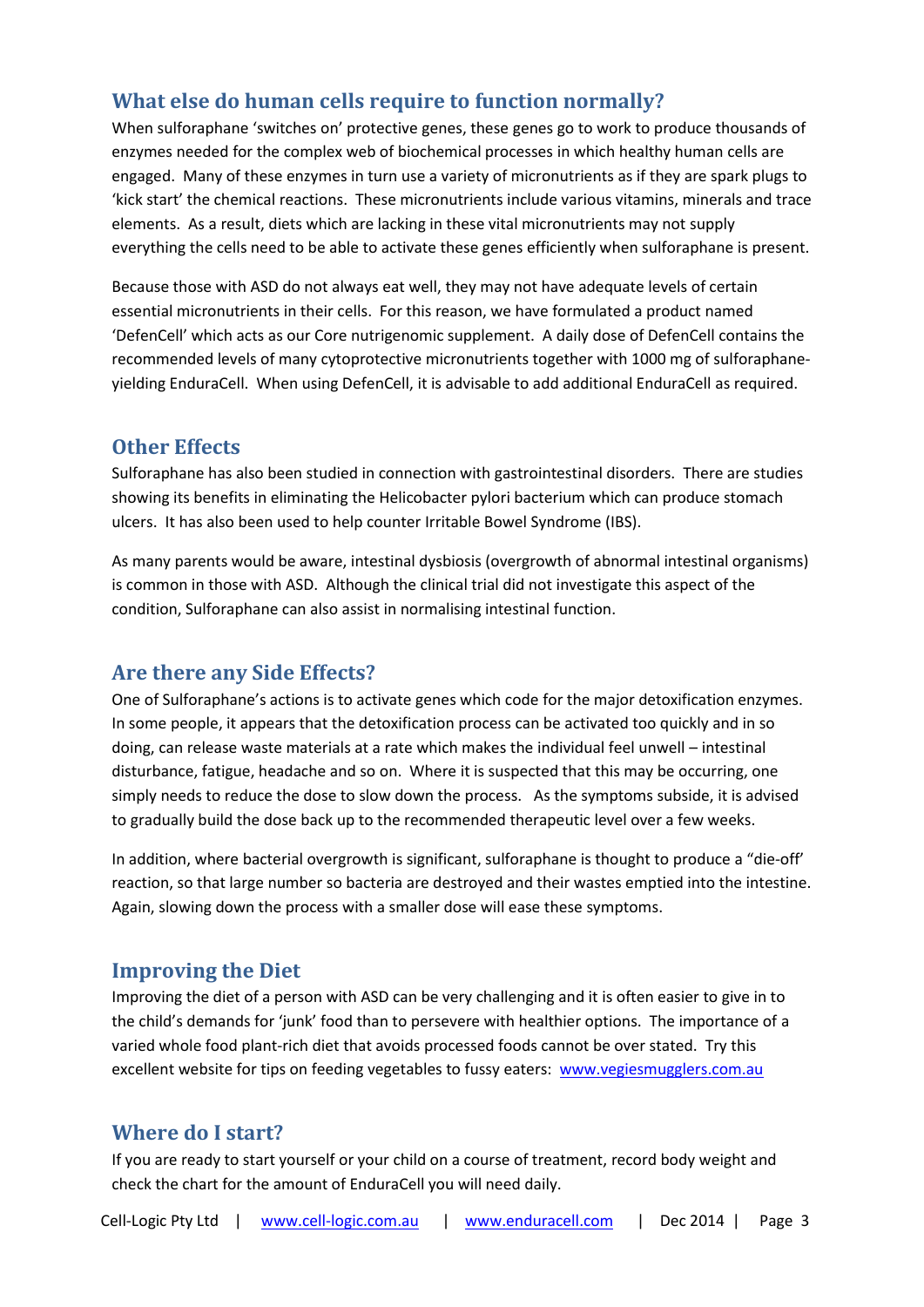## What else do human cells require to function normally?

When sulforaphane 'switches on' protective genes, these genes go to work to produce thousands of enzymes needed for the complex web of biochemical processes in which healthy human cells are engaged. Many of these enzymes in turn use a variety of micronutrients as if they are spark plugs to 'kick start' the chemical reactions. These micronutrients include various vitamins, minerals and trace elements. As a result, diets which are lacking in these vital micronutrients may not supply everything the cells need to be able to activate these genes efficiently when sulforaphane is present.

Because those with ASD do not always eat well, they may not have adequate levels of certain essential micronutrients in their cells. For this reason, we have formulated a product named 'DefenCell' which acts as our Core nutrigenomic supplement. A daily dose of DefenCell contains the recommended levels of many cytoprotective micronutrients together with 1000 mg of sulforaphane-yielding EnduraCell. When using DefenCell, it is advisable to add additional EnduraCell as required.

## Other Effects

Sulforaphane has also been studied in connection with gastrointestinal disorders. There are studies showing its benefits in eliminating the Helicobacter pylori bacterium which can produce stomach ulcers. It has also been used to help counter Irritable Bowel Syndrome (IBS).

As many parents would be aware, intestinal dysbiosis (overgrowth of abnormal intestinal organisms) is common in those with ASD. Although the clinical trial did not investigate this aspect of the condition, Sulforaphane can also assist in normalising intestinal function.

## Are there any Side Effects?

One of Sulforaphane's actions is to activate genes which code for the major detoxification enzymes. In some people, it appears that the detoxification process can be activated too quickly and in so doing, can release waste materials at a rate which makes the individual feel unwell – intestinal disturbance, fatigue, headache and so on. Where it is suspected that this may be occurring, one simply needs to reduce the dose to slow down the process. As the symptoms subside, it is advised to gradually build the dose back up to the recommended therapeutic level over a few weeks.

In addition, where bacterial overgrowth is significant, sulforaphane is thought to produce a "die-off' reaction, so that large number so bacteria are destroyed and their wastes emptied into the intestine. Again, slowing down the process with a smaller dose will ease these symptoms.

## Improving the Diet

Improving the diet of a person with ASD can be very challenging and it is often easier to give in to the child's demands for 'junk' food than to persevere with healthier options. The importance of a varied whole food plant-rich diet that avoids processed foods cannot be over stated. Try this excellent website for tips on feeding vegetables to fussy eaters: www.vegiesmugglers.com.au

## Where do I start?

If you are ready to start yourself or your child on a course of treatment, record body weight and check the chart for the amount of EnduraCell you will need daily.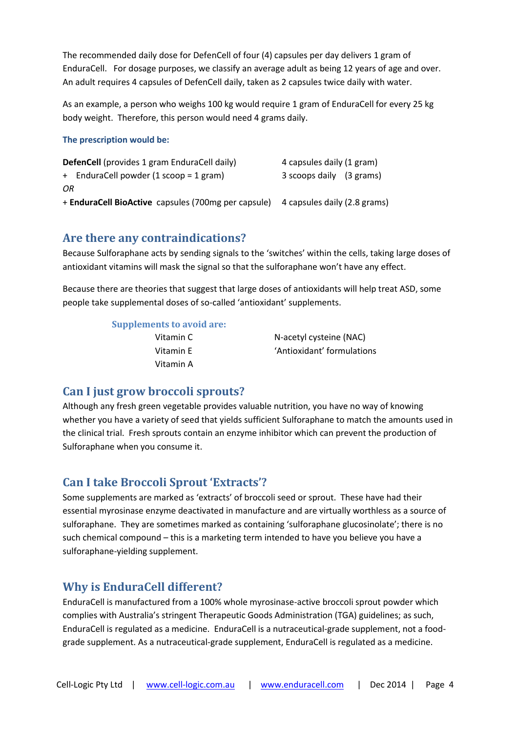The recommended daily dose for DefenCell of four (4) capsules per day delivers 1 gram of EnduraCell. For dosage purposes, we classify an average adult as being 12 years of age and over. An adult requires 4 capsules of DefenCell daily, taken as 2 capsules twice daily with water.

As an example, a person who weighs 100 kg would require 1 gram of EnduraCell for every 25 kg body weight. Therefore, this person would need 4 grams daily.

**The prescription would be:**

| | |
|---|---|
| **DefenCell** (provides 1 gram EnduraCell daily) | 4 capsules daily (1 gram) |
| + EnduraCell powder (1 scoop = 1 gram) | 3 scoops daily (3 grams) |
| *OR* | |
| + **EnduraCell BioActive** capsules (700mg per capsule) | 4 capsules daily (2.8 grams) |

## Are there any contraindications?

Because Sulforaphane acts by sending signals to the 'switches' within the cells, taking large doses of antioxidant vitamins will mask the signal so that the sulforaphane won't have any effect.

Because there are theories that suggest that large doses of antioxidants will help treat ASD, some people take supplemental doses of so-called 'antioxidant' supplements.

### Supplements to avoid are:

- Vitamin C
- Vitamin E
- Vitamin A
- N-acetyl cysteine (NAC)
- 'Antioxidant' formulations

## Can I just grow broccoli sprouts?

Although any fresh green vegetable provides valuable nutrition, you have no way of knowing whether you have a variety of seed that yields sufficient Sulforaphane to match the amounts used in the clinical trial. Fresh sprouts contain an enzyme inhibitor which can prevent the production of Sulforaphane when you consume it.

## Can I take Broccoli Sprout 'Extracts'?

Some supplements are marked as 'extracts' of broccoli seed or sprout. These have had their essential myrosinase enzyme deactivated in manufacture and are virtually worthless as a source of sulforaphane. They are sometimes marked as containing 'sulforaphane glucosinolate'; there is no such chemical compound – this is a marketing term intended to have you believe you have a sulforaphane-yielding supplement.

## Why is EnduraCell different?

EnduraCell is manufactured from a 100% whole myrosinase-active broccoli sprout powder which complies with Australia's stringent Therapeutic Goods Administration (TGA) guidelines; as such, EnduraCell is regulated as a medicine. EnduraCell is a nutraceutical-grade supplement, not a food-grade supplement. As a nutraceutical-grade supplement, EnduraCell is regulated as a medicine.